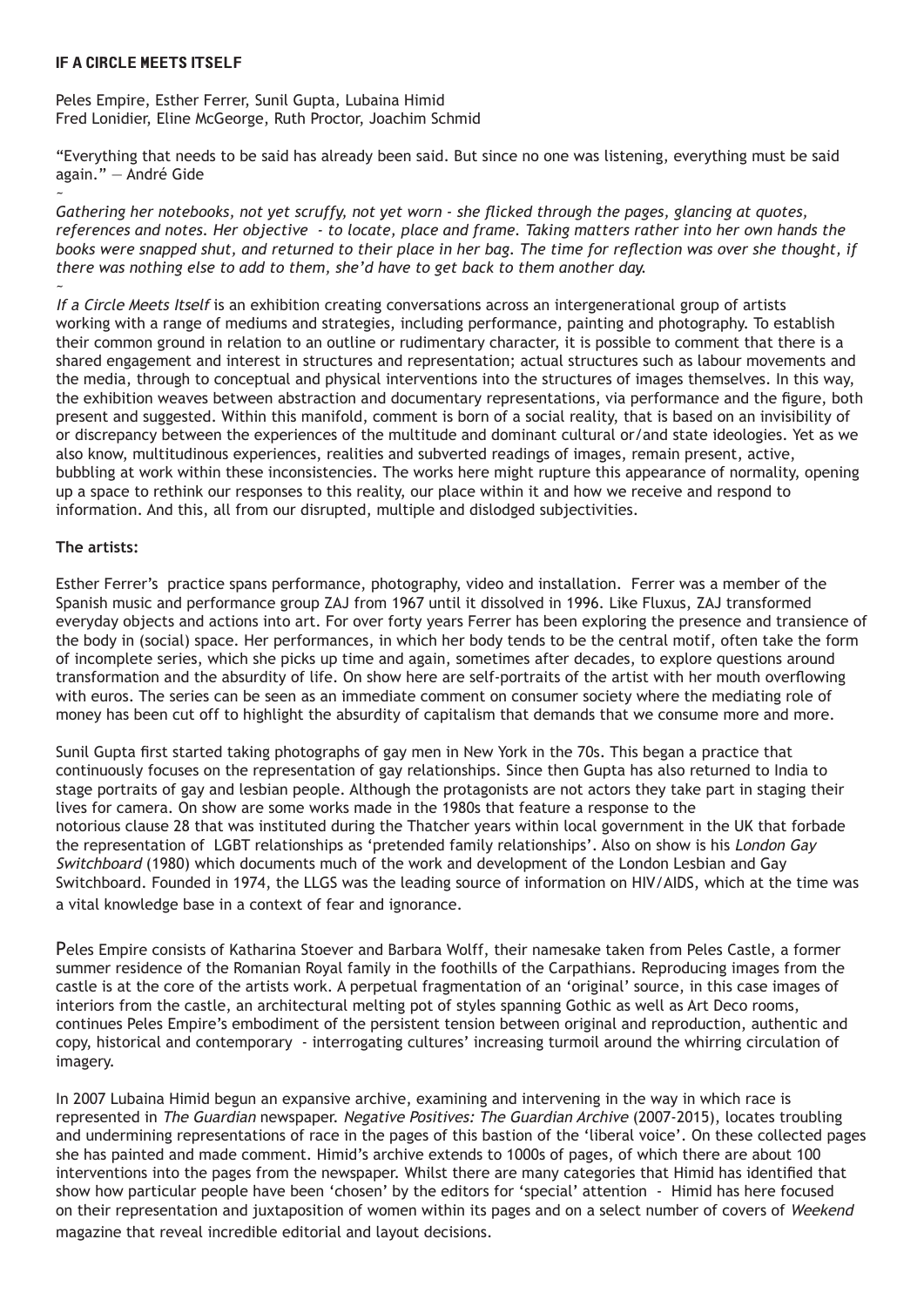# IF A CIRCLE MEETS ITSELF

Peles Empire, Esther Ferrer, Sunil Gupta, Lubaina Himid
Fred Lonidier, Eline McGeorge, Ruth Proctor, Joachim Schmid

"Everything that needs to be said has already been said. But since no one was listening, everything must be said again." — André Gide

~

*Gathering her notebooks, not yet scruffy, not yet worn - she flicked through the pages, glancing at quotes, references and notes. Her objective - to locate, place and frame. Taking matters rather into her own hands the books were snapped shut, and returned to their place in her bag. The time for reflection was over she thought, if there was nothing else to add to them, she'd have to get back to them another day.*

~

*If a Circle Meets Itself* is an exhibition creating conversations across an intergenerational group of artists working with a range of mediums and strategies, including performance, painting and photography. To establish their common ground in relation to an outline or rudimentary character, it is possible to comment that there is a shared engagement and interest in structures and representation; actual structures such as labour movements and the media, through to conceptual and physical interventions into the structures of images themselves. In this way, the exhibition weaves between abstraction and documentary representations, via performance and the figure, both present and suggested. Within this manifold, comment is born of a social reality, that is based on an invisibility of or discrepancy between the experiences of the multitude and dominant cultural or/and state ideologies. Yet as we also know, multitudinous experiences, realities and subverted readings of images, remain present, active, bubbling at work within these inconsistencies. The works here might rupture this appearance of normality, opening up a space to rethink our responses to this reality, our place within it and how we receive and respond to information. And this, all from our disrupted, multiple and dislodged subjectivities.

**The artists:**

Esther Ferrer's practice spans performance, photography, video and installation. Ferrer was a member of the Spanish music and performance group ZAJ from 1967 until it dissolved in 1996. Like Fluxus, ZAJ transformed everyday objects and actions into art. For over forty years Ferrer has been exploring the presence and transience of the body in (social) space. Her performances, in which her body tends to be the central motif, often take the form of incomplete series, which she picks up time and again, sometimes after decades, to explore questions around transformation and the absurdity of life. On show here are self-portraits of the artist with her mouth overflowing with euros. The series can be seen as an immediate comment on consumer society where the mediating role of money has been cut off to highlight the absurdity of capitalism that demands that we consume more and more.

Sunil Gupta first started taking photographs of gay men in New York in the 70s. This began a practice that continuously focuses on the representation of gay relationships. Since then Gupta has also returned to India to stage portraits of gay and lesbian people. Although the protagonists are not actors they take part in staging their lives for camera. On show are some works made in the 1980s that feature a response to the notorious clause 28 that was instituted during the Thatcher years within local government in the UK that forbade the representation of LGBT relationships as 'pretended family relationships'. Also on show is his *London Gay Switchboard* (1980) which documents much of the work and development of the London Lesbian and Gay Switchboard. Founded in 1974, the LLGS was the leading source of information on HIV/AIDS, which at the time was a vital knowledge base in a context of fear and ignorance.

Peles Empire consists of Katharina Stoever and Barbara Wolff, their namesake taken from Peles Castle, a former summer residence of the Romanian Royal family in the foothills of the Carpathians. Reproducing images from the castle is at the core of the artists work. A perpetual fragmentation of an 'original' source, in this case images of interiors from the castle, an architectural melting pot of styles spanning Gothic as well as Art Deco rooms, continues Peles Empire's embodiment of the persistent tension between original and reproduction, authentic and copy, historical and contemporary - interrogating cultures' increasing turmoil around the whirring circulation of imagery.

In 2007 Lubaina Himid begun an expansive archive, examining and intervening in the way in which race is represented in *The Guardian* newspaper. *Negative Positives: The Guardian Archive* (2007-2015), locates troubling and undermining representations of race in the pages of this bastion of the 'liberal voice'. On these collected pages she has painted and made comment. Himid's archive extends to 1000s of pages, of which there are about 100 interventions into the pages from the newspaper. Whilst there are many categories that Himid has identified that show how particular people have been 'chosen' by the editors for 'special' attention - Himid has here focused on their representation and juxtaposition of women within its pages and on a select number of covers of *Weekend* magazine that reveal incredible editorial and layout decisions.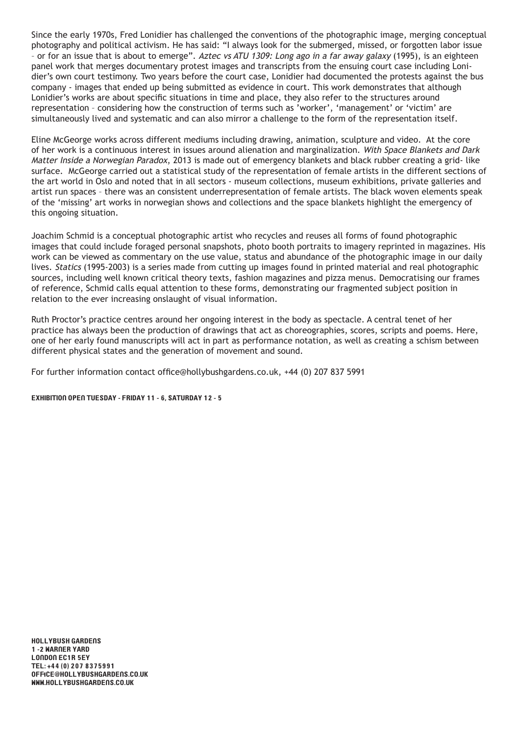Since the early 1970s, Fred Lonidier has challenged the conventions of the photographic image, merging conceptual photography and political activism. He has said: "I always look for the submerged, missed, or forgotten labor issue – or for an issue that is about to emerge". *Aztec vs ATU 1309: Long ago in a far away galaxy* (1995), is an eighteen panel work that merges documentary protest images and transcripts from the ensuing court case including Lonidier's own court testimony. Two years before the court case, Lonidier had documented the protests against the bus company - images that ended up being submitted as evidence in court. This work demonstrates that although Lonidier's works are about specific situations in time and place, they also refer to the structures around representation – considering how the construction of terms such as 'worker', 'management' or 'victim' are simultaneously lived and systematic and can also mirror a challenge to the form of the representation itself.

Eline McGeorge works across different mediums including drawing, animation, sculpture and video. At the core of her work is a continuous interest in issues around alienation and marginalization. *With Space Blankets and Dark Matter Inside a Norwegian Paradox*, 2013 is made out of emergency blankets and black rubber creating a grid- like surface. McGeorge carried out a statistical study of the representation of female artists in the different sections of the art world in Oslo and noted that in all sectors - museum collections, museum exhibitions, private galleries and artist run spaces – there was an consistent underrepresentation of female artists. The black woven elements speak of the 'missing' art works in norwegian shows and collections and the space blankets highlight the emergency of this ongoing situation.

Joachim Schmid is a conceptual photographic artist who recycles and reuses all forms of found photographic images that could include foraged personal snapshots, photo booth portraits to imagery reprinted in magazines. His work can be viewed as commentary on the use value, status and abundance of the photographic image in our daily lives. *Statics* (1995-2003) is a series made from cutting up images found in printed material and real photographic sources, including well known critical theory texts, fashion magazines and pizza menus. Democratising our frames of reference, Schmid calls equal attention to these forms, demonstrating our fragmented subject position in relation to the ever increasing onslaught of visual information.

Ruth Proctor's practice centres around her ongoing interest in the body as spectacle. A central tenet of her practice has always been the production of drawings that act as choreographies, scores, scripts and poems. Here, one of her early found manuscripts will act in part as performance notation, as well as creating a schism between different physical states and the generation of movement and sound.

For further information contact office@hollybushgardens.co.uk, +44 (0) 207 837 5991

**EXHIBITION OPEN TUESDAY - FRIDAY 11 - 6, SATURDAY 12 - 5**

HOLLYBUSH GARDENS
1 -2 WARNER YARD
LONDON EC1R 5EY
TEL: +44 (0) 207 8375991
OFFICE@HOLLYBUSHGARDENS.CO.UK
WWW.HOLLYBUSHGARDENS.CO.UK